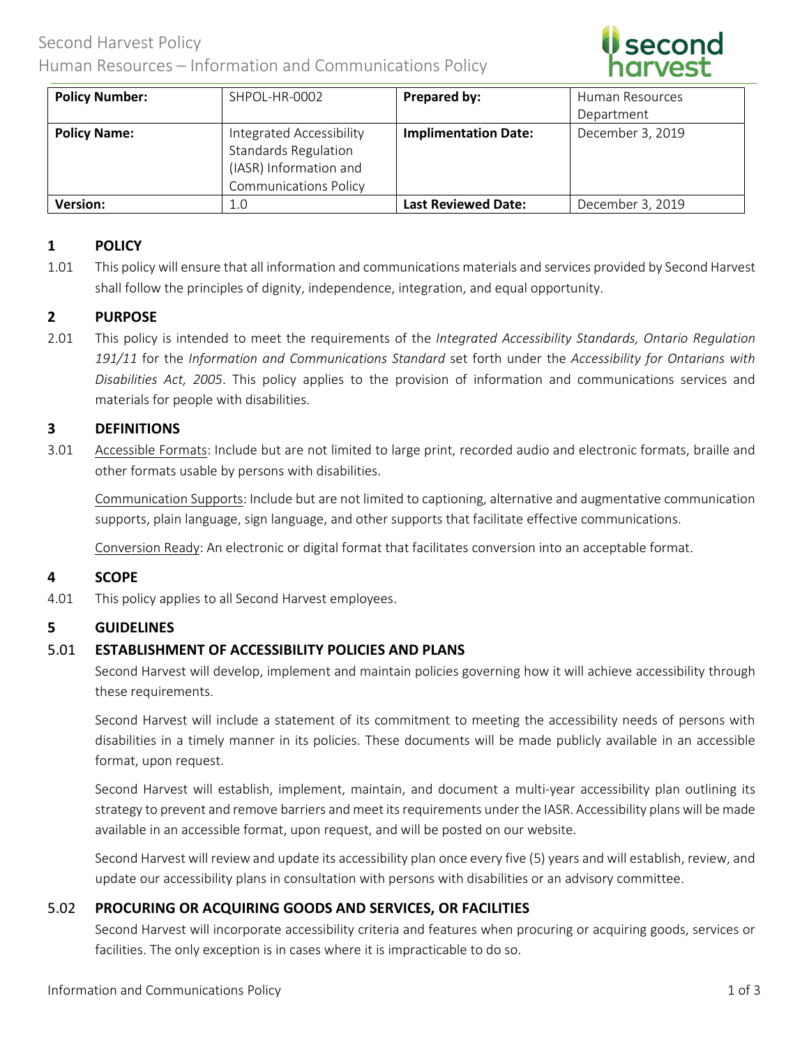Second Harvest Policy
Human Resources – Information and Communications Policy

| **Policy Number:** | SHPOL-HR-0002 | **Prepared by:** | Human Resources Department |
|---|---|---|---|
| **Policy Name:** | Integrated Accessibility Standards Regulation (IASR) Information and Communications Policy | **Implementation Date:** | December 3, 2019 |
| **Version:** | 1.0 | **Last Reviewed Date:** | December 3, 2019 |

## 1 POLICY

1.01 This policy will ensure that all information and communications materials and services provided by Second Harvest shall follow the principles of dignity, independence, integration, and equal opportunity.

## 2 PURPOSE

2.01 This policy is intended to meet the requirements of the *Integrated Accessibility Standards, Ontario Regulation 191/11* for the *Information and Communications Standard* set forth under the *Accessibility for Ontarians with Disabilities Act, 2005*. This policy applies to the provision of information and communications services and materials for people with disabilities.

## 3 DEFINITIONS

3.01 <u>Accessible Formats</u>: Include but are not limited to large print, recorded audio and electronic formats, braille and other formats usable by persons with disabilities.

<u>Communication Supports</u>: Include but are not limited to captioning, alternative and augmentative communication supports, plain language, sign language, and other supports that facilitate effective communications.

<u>Conversion Ready</u>: An electronic or digital format that facilitates conversion into an acceptable format.

## 4 SCOPE

4.01 This policy applies to all Second Harvest employees.

## 5 GUIDELINES

### 5.01 ESTABLISHMENT OF ACCESSIBILITY POLICIES AND PLANS

Second Harvest will develop, implement and maintain policies governing how it will achieve accessibility through these requirements.

Second Harvest will include a statement of its commitment to meeting the accessibility needs of persons with disabilities in a timely manner in its policies. These documents will be made publicly available in an accessible format, upon request.

Second Harvest will establish, implement, maintain, and document a multi-year accessibility plan outlining its strategy to prevent and remove barriers and meet its requirements under the IASR. Accessibility plans will be made available in an accessible format, upon request, and will be posted on our website.

Second Harvest will review and update its accessibility plan once every five (5) years and will establish, review, and update our accessibility plans in consultation with persons with disabilities or an advisory committee.

### 5.02 PROCURING OR ACQUIRING GOODS AND SERVICES, OR FACILITIES

Second Harvest will incorporate accessibility criteria and features when procuring or acquiring goods, services or facilities. The only exception is in cases where it is impracticable to do so.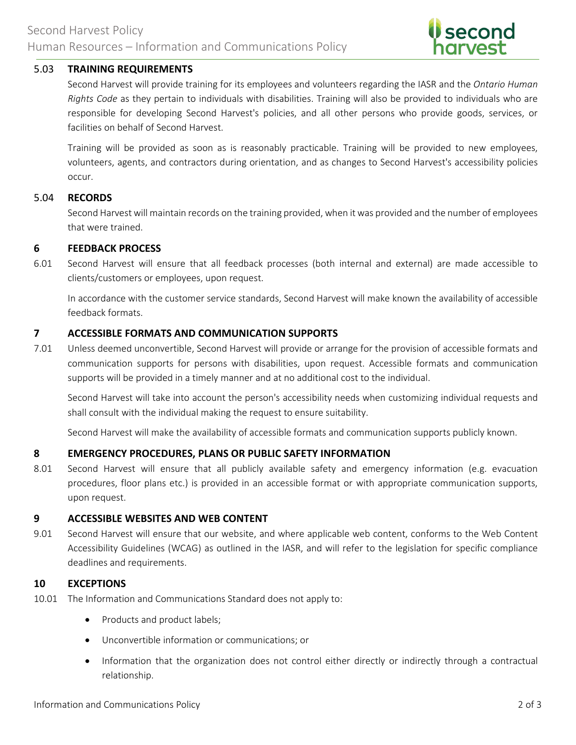### 5.03 TRAINING REQUIREMENTS

Second Harvest will provide training for its employees and volunteers regarding the IASR and the *Ontario Human Rights Code* as they pertain to individuals with disabilities. Training will also be provided to individuals who are responsible for developing Second Harvest's policies, and all other persons who provide goods, services, or facilities on behalf of Second Harvest.

Training will be provided as soon as is reasonably practicable. Training will be provided to new employees, volunteers, agents, and contractors during orientation, and as changes to Second Harvest's accessibility policies occur.

### 5.04 RECORDS

Second Harvest will maintain records on the training provided, when it was provided and the number of employees that were trained.

## 6 FEEDBACK PROCESS

6.01 Second Harvest will ensure that all feedback processes (both internal and external) are made accessible to clients/customers or employees, upon request.

In accordance with the customer service standards, Second Harvest will make known the availability of accessible feedback formats.

## 7 ACCESSIBLE FORMATS AND COMMUNICATION SUPPORTS

7.01 Unless deemed unconvertible, Second Harvest will provide or arrange for the provision of accessible formats and communication supports for persons with disabilities, upon request. Accessible formats and communication supports will be provided in a timely manner and at no additional cost to the individual.

Second Harvest will take into account the person's accessibility needs when customizing individual requests and shall consult with the individual making the request to ensure suitability.

Second Harvest will make the availability of accessible formats and communication supports publicly known.

## 8 EMERGENCY PROCEDURES, PLANS OR PUBLIC SAFETY INFORMATION

8.01 Second Harvest will ensure that all publicly available safety and emergency information (e.g. evacuation procedures, floor plans etc.) is provided in an accessible format or with appropriate communication supports, upon request.

## 9 ACCESSIBLE WEBSITES AND WEB CONTENT

9.01 Second Harvest will ensure that our website, and where applicable web content, conforms to the Web Content Accessibility Guidelines (WCAG) as outlined in the IASR, and will refer to the legislation for specific compliance deadlines and requirements.

## 10 EXCEPTIONS

10.01 The Information and Communications Standard does not apply to:

- Products and product labels;
- Unconvertible information or communications; or
- Information that the organization does not control either directly or indirectly through a contractual relationship.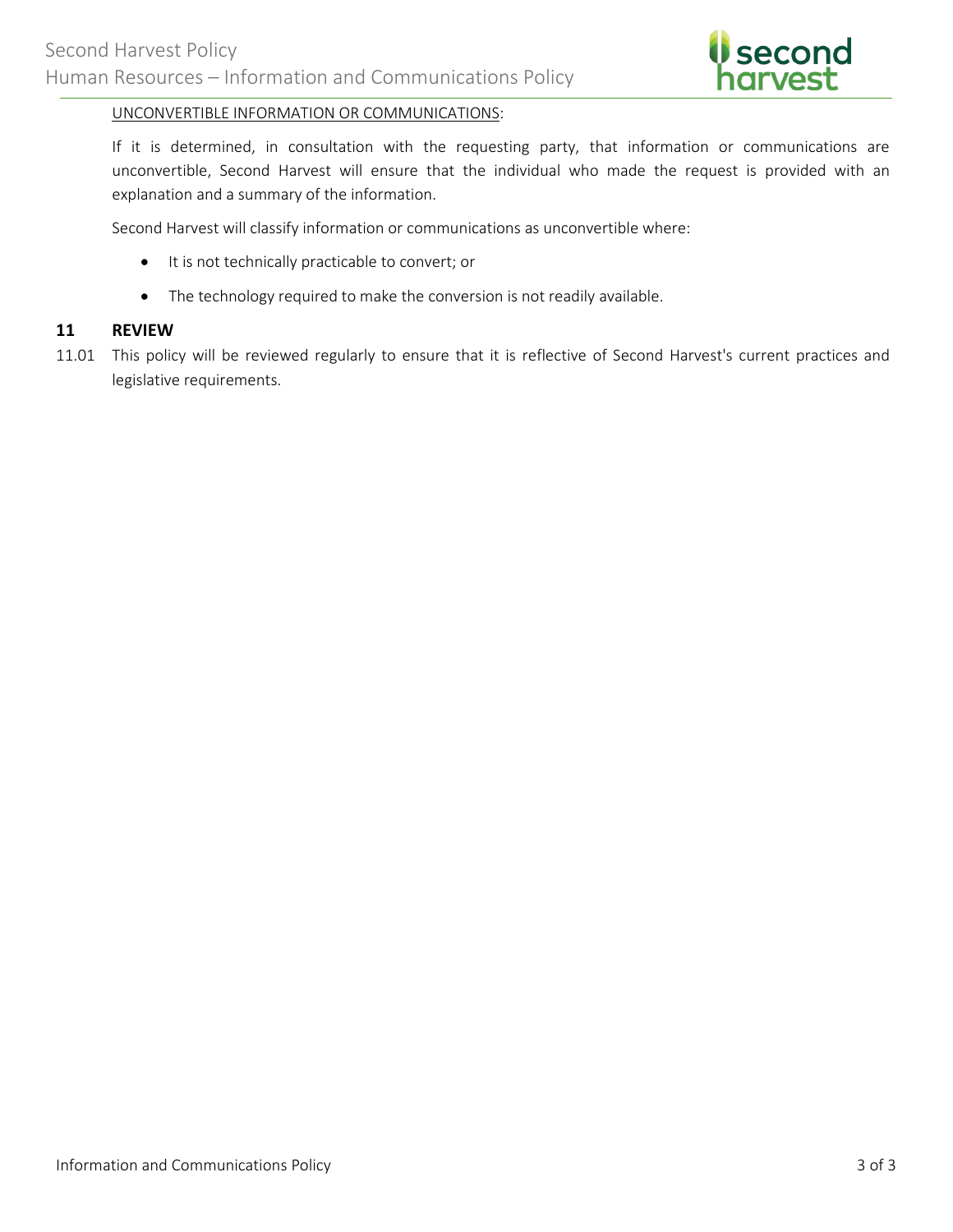UNCONVERTIBLE INFORMATION OR COMMUNICATIONS:

If it is determined, in consultation with the requesting party, that information or communications are unconvertible, Second Harvest will ensure that the individual who made the request is provided with an explanation and a summary of the information.

Second Harvest will classify information or communications as unconvertible where:

- It is not technically practicable to convert; or
- The technology required to make the conversion is not readily available.

## 11 REVIEW

11.01 This policy will be reviewed regularly to ensure that it is reflective of Second Harvest's current practices and legislative requirements.